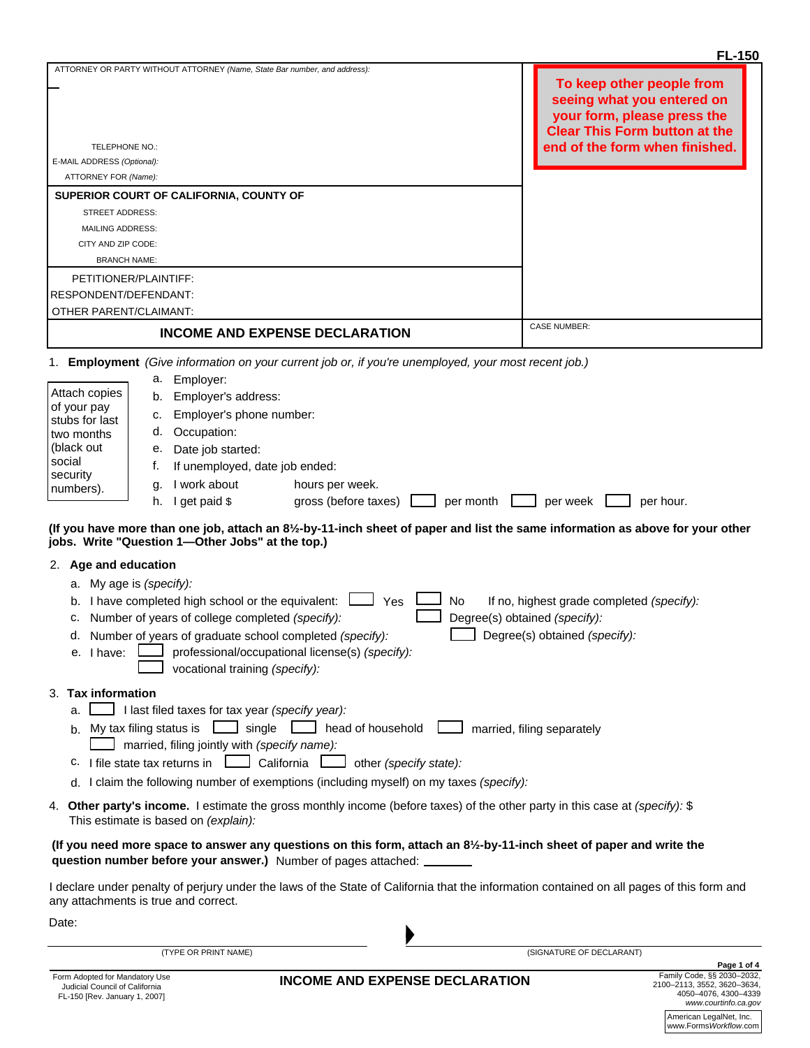FL-150

ATTORNEY OR PARTY WITHOUT ATTORNEY *(Name, State Bar number, and address):*

TELEPHONE NO.:

E-MAIL ADDRESS *(Optional):*

ATTORNEY FOR *(Name):*

**To keep other people from seeing what you entered on your form, please press the Clear This Form button at the end of the form when finished.**

**SUPERIOR COURT OF CALIFORNIA, COUNTY OF**

STREET ADDRESS:

MAILING ADDRESS:

CITY AND ZIP CODE:

BRANCH NAME:

PETITIONER/PLAINTIFF:

RESPONDENT/DEFENDANT:

OTHER PARENT/CLAIMANT:

# INCOME AND EXPENSE DECLARATION

CASE NUMBER:

1. **Employment** *(Give information on your current job or, if you're unemployed, your most recent job.)*

Attach copies of your pay stubs for last two months (black out social security numbers).

   a. Employer:
   b. Employer's address:
   c. Employer's phone number:
   d. Occupation:
   e. Date job started:
   f. If unemployed, date job ended:
   g. I work about hours per week.
   h. I get paid $ gross (before taxes) ☐ per month ☐ per week ☐ per hour.

**(If you have more than one job, attach an 8½-by-11-inch sheet of paper and list the same information as above for your other jobs. Write "Question 1—Other Jobs" at the top.)**

2. **Age and education**
   a. My age is *(specify):*
   b. I have completed high school or the equivalent: ☐ Yes ☐ No If no, highest grade completed *(specify):*
   c. Number of years of college completed *(specify):* ☐ Degree(s) obtained *(specify):*
   d. Number of years of graduate school completed *(specify):* ☐ Degree(s) obtained *(specify):*
   e. I have: ☐ professional/occupational license(s) *(specify):*
      ☐ vocational training *(specify):*

3. **Tax information**
   a. ☐ I last filed taxes for tax year *(specify year):*
   b. My tax filing status is ☐ single ☐ head of household ☐ married, filing separately
      ☐ married, filing jointly with *(specify name):*
   c. I file state tax returns in ☐ California ☐ other *(specify state):*
   d. I claim the following number of exemptions (including myself) on my taxes *(specify):*

4. **Other party's income.** I estimate the gross monthly income (before taxes) of the other party in this case at *(specify):* $
   This estimate is based on *(explain):*

**(If you need more space to answer any questions on this form, attach an 8½-by-11-inch sheet of paper and write the question number before your answer.)** Number of pages attached: _______

I declare under penalty of perjury under the laws of the State of California that the information contained on all pages of this form and any attachments is true and correct.

Date:

(TYPE OR PRINT NAME) (SIGNATURE OF DECLARANT)

Form Adopted for Mandatory Use
Judicial Council of California
FL-150 [Rev. January 1, 2007]

**INCOME AND EXPENSE DECLARATION**

Family Code, §§ 2030–2032, 2100–2113, 3552, 3620–3634, 4050–4076, 4300–4339
*www.courtinfo.ca.gov*

American LegalNet, Inc.
www.FormsWorkflow.com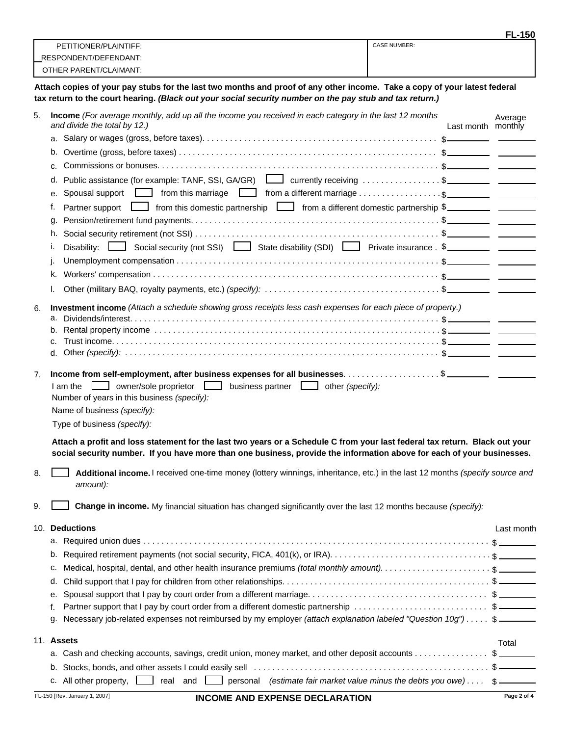**FL-150**

| PETITIONER/PLAINTIFF: | CASE NUMBER: |
|---|---|
| RESPONDENT/DEFENDANT: | |
| OTHER PARENT/CLAIMANT: | |

**Attach copies of your pay stubs for the last two months and proof of any other income. Take a copy of your latest federal tax return to the court hearing. *(Black out your social security number on the pay stub and tax return.)***

5. **Income** *(For average monthly, add up all the income you received in each category in the last 12 months and divide the total by 12.)*

| | Last month | Average monthly |
|---|---|---|
| a. Salary or wages (gross, before taxes) | $ | |
| b. Overtime (gross, before taxes) | $ | |
| c. Commissions or bonuses | $ | |
| d. Public assistance (for example: TANF, SSI, GA/GR) ☐ currently receiving | $ | |
| e. Spousal support ☐ from this marriage ☐ from a different marriage | $ | |
| f. Partner support ☐ from this domestic partnership ☐ from a different domestic partnership | $ | |
| g. Pension/retirement fund payments | $ | |
| h. Social security retirement (not SSI) | $ | |
| i. Disability: ☐ Social security (not SSI) ☐ State disability (SDI) ☐ Private insurance | $ | |
| j. Unemployment compensation | $ | |
| k. Workers' compensation | $ | |
| l. Other (military BAQ, royalty payments, etc.) *(specify):* | $ | |

6. **Investment income** *(Attach a schedule showing gross receipts less cash expenses for each piece of property.)*

| | Last month | Average monthly |
|---|---|---|
| a. Dividends/interest | $ | |
| b. Rental property income | $ | |
| c. Trust income | $ | |
| d. Other *(specify):* | $ | |

7. **Income from self-employment, after business expenses for all businesses** . . . . $ ________ ________

   I am the ☐ owner/sole proprietor ☐ business partner ☐ other *(specify):*

   Number of years in this business *(specify):*

   Name of business *(specify):*

   Type of business *(specify):*

   **Attach a profit and loss statement for the last two years or a Schedule C from your last federal tax return. Black out your social security number. If you have more than one business, provide the information above for each of your businesses.**

8. ☐ **Additional income.** I received one-time money (lottery winnings, inheritance, etc.) in the last 12 months *(specify source and amount):*

9. ☐ **Change in income.** My financial situation has changed significantly over the last 12 months because *(specify):*

10. **Deductions**

| | Last month |
|---|---|
| a. Required union dues | $ |
| b. Required retirement payments (not social security, FICA, 401(k), or IRA) | $ |
| c. Medical, hospital, dental, and other health insurance premiums *(total monthly amount)* | $ |
| d. Child support that I pay for children from other relationships | $ |
| e. Spousal support that I pay by court order from a different marriage | $ |
| f. Partner support that I pay by court order from a different domestic partnership | $ |
| g. Necessary job-related expenses not reimbursed by my employer *(attach explanation labeled "Question 10g")* | $ |

11. **Assets**

| | Total |
|---|---|
| a. Cash and checking accounts, savings, credit union, money market, and other deposit accounts | $ |
| b. Stocks, bonds, and other assets I could easily sell | $ |
| c. All other property, ☐ real and ☐ personal *(estimate fair market value minus the debts you owe)* | $ |

FL-150 [Rev. January 1, 2007] **INCOME AND EXPENSE DECLARATION**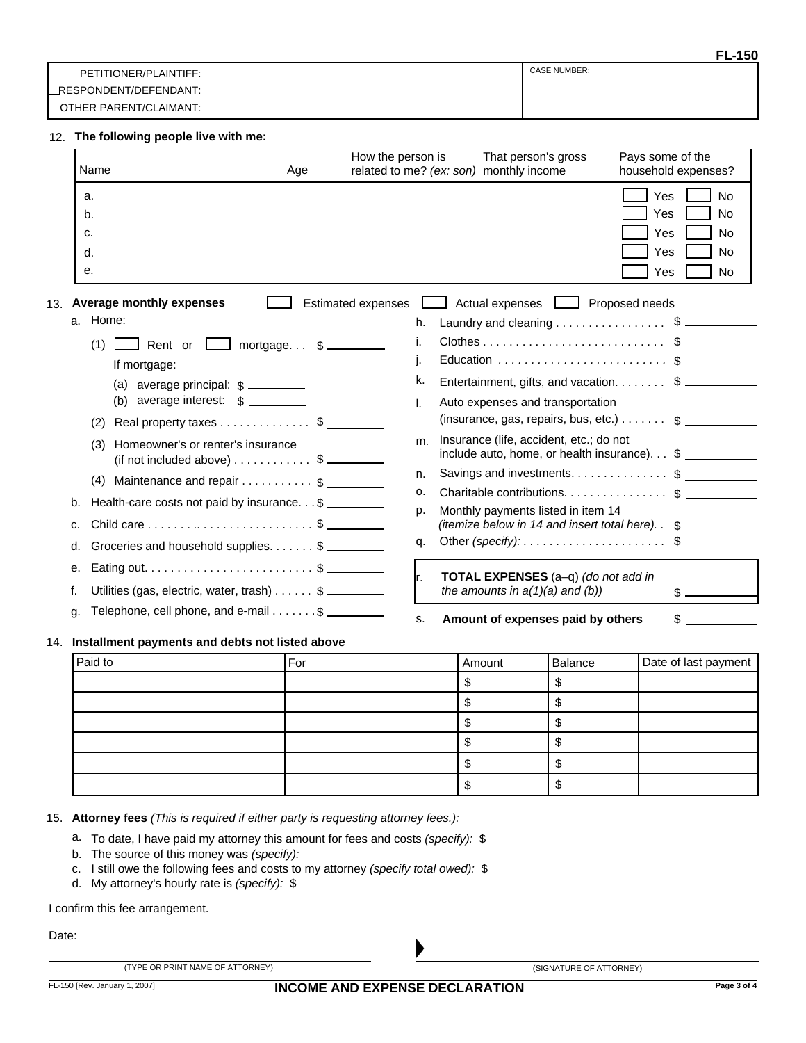FL-150

| PETITIONER/PLAINTIFF: | CASE NUMBER: |
|---|---|
| RESPONDENT/DEFENDANT: | |
| OTHER PARENT/CLAIMANT: | |

12. **The following people live with me:**

| Name | Age | How the person is related to me? *(ex: son)* | That person's gross monthly income | Pays some of the household expenses? |
|---|---|---|---|---|
| a. | | | | ☐ Yes ☐ No |
| b. | | | | ☐ Yes ☐ No |
| c. | | | | ☐ Yes ☐ No |
| d. | | | | ☐ Yes ☐ No |
| e. | | | | ☐ Yes ☐ No |

13. **Average monthly expenses** ☐ Estimated expenses ☐ Actual expenses ☐ Proposed needs

a. Home:
   (1) ☐ Rent or ☐ mortgage. . . $ ______
   If mortgage:
   (a) average principal: $ ______
   (b) average interest: $ ______
   (2) Real property taxes . . . . . . . . . . . . . . $ ______
   (3) Homeowner's or renter's insurance (if not included above) . . . . . . . . . . . . $ ______
   (4) Maintenance and repair . . . . . . . . . . . $ ______

b. Health-care costs not paid by insurance. . . $ ______

c. Child care . . . . . . . . . . . . . . . . . . . . . . . . . . $ ______

d. Groceries and household supplies. . . . . . . $ ______

e. Eating out. . . . . . . . . . . . . . . . . . . . . . . . . . $ ______

f. Utilities (gas, electric, water, trash) . . . . . . $ ______

g. Telephone, cell phone, and e-mail . . . . . . . $ ______

h. Laundry and cleaning . . . . . . . . . . . . . . . . $ ______

i. Clothes . . . . . . . . . . . . . . . . . . . . . . . . . . . . $ ______

j. Education . . . . . . . . . . . . . . . . . . . . . . . . . . $ ______

k. Entertainment, gifts, and vacation. . . . . . . . $ ______

l. Auto expenses and transportation (insurance, gas, repairs, bus, etc.) . . . . . . . $ ______

m. Insurance (life, accident, etc.; do not include auto, home, or health insurance). . . $ ______

n. Savings and investments. . . . . . . . . . . . . . . $ ______

o. Charitable contributions. . . . . . . . . . . . . . . . $ ______

p. Monthly payments listed in item 14 *(itemize below in 14 and insert total here).* . $ ______

q. Other *(specify):* . . . . . . . . . . . . . . . . . . . . . . $ ______

r. **TOTAL EXPENSES** (a–q) *(do not add in the amounts in a(1)(a) and (b))* $ ______

s. **Amount of expenses paid by others** $ ______

14. **Installment payments and debts not listed above**

| Paid to | For | Amount | Balance | Date of last payment |
|---|---|---|---|---|
| | | $ | $ | |
| | | $ | $ | |
| | | $ | $ | |
| | | $ | $ | |
| | | $ | $ | |
| | | $ | $ | |

15. **Attorney fees** *(This is required if either party is requesting attorney fees.):*

a. To date, I have paid my attorney this amount for fees and costs *(specify):* $

b. The source of this money was *(specify):*

c. I still owe the following fees and costs to my attorney *(specify total owed):* $

d. My attorney's hourly rate is *(specify):* $

I confirm this fee arrangement.

Date:

______________________________ ▶ ______________________________
(TYPE OR PRINT NAME OF ATTORNEY) (SIGNATURE OF ATTORNEY)

FL-150 [Rev. January 1, 2007] **INCOME AND EXPENSE DECLARATION**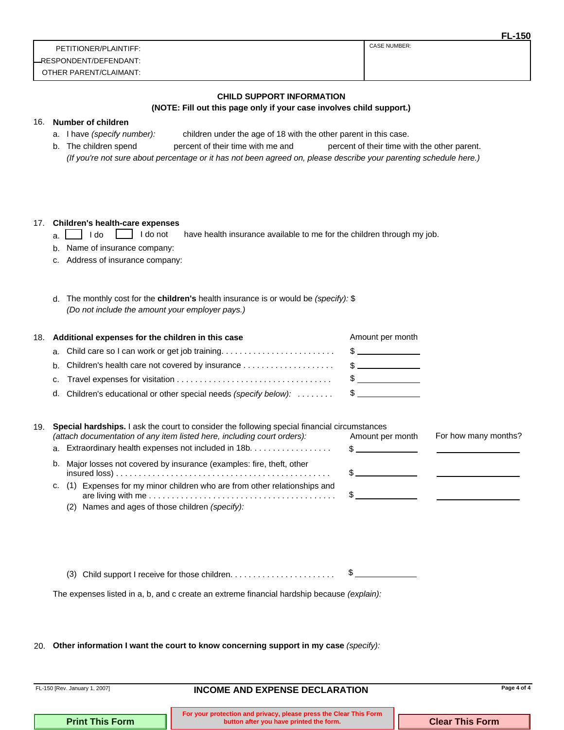FL-150

| PETITIONER/PLAINTIFF: | CASE NUMBER: |
|---|---|
| RESPONDENT/DEFENDANT: | |
| OTHER PARENT/CLAIMANT: | |

## CHILD SUPPORT INFORMATION

**(NOTE: Fill out this page only if your case involves child support.)**

16. **Number of children**
    a. I have *(specify number):* children under the age of 18 with the other parent in this case.
    b. The children spend percent of their time with me and percent of their time with the other parent.
    *(If you're not sure about percentage or it has not been agreed on, please describe your parenting schedule here.)*

17. **Children's health-care expenses**
    a. ☐ I do ☐ I do not have health insurance available to me for the children through my job.
    b. Name of insurance company:
    c. Address of insurance company:
    d. The monthly cost for the **children's** health insurance is or would be *(specify):* $
    *(Do not include the amount your employer pays.)*

18. **Additional expenses for the children in this case**

| | Amount per month |
|---|---|
| a. Child care so I can work or get job training. . . . . . . . . . . . . . . . . . . . . . . . . | $ ____________ |
| b. Children's health care not covered by insurance . . . . . . . . . . . . . . . . . . . . | $ ____________ |
| c. Travel expenses for visitation . . . . . . . . . . . . . . . . . . . . . . . . . . . . . . . . . | $ ____________ |
| d. Children's educational or other special needs *(specify below):* . . . . . . . . | $ ____________ |

19. **Special hardships.** I ask the court to consider the following special financial circumstances *(attach documentation of any item listed here, including court orders):*

| | Amount per month | For how many months? |
|---|---|---|
| a. Extraordinary health expenses not included in 18b. . . . . . . . . . . . . . . . . . | $ ____________ | ____________ |
| b. Major losses not covered by insurance (examples: fire, theft, other insured loss) . . . . . . . . . . . . . . . . . . . . . . . . . . . . . . . . . . . . . . . . . . . . . . . | $ ____________ | ____________ |
| c. (1) Expenses for my minor children who are from other relationships and are living with me . . . . . . . . . . . . . . . . . . . . . . . . . . . . . . . . . . . . . . . . | $ ____________ | ____________ |

    (2) Names and ages of those children *(specify):*

    (3) Child support I receive for those children. . . . . . . . . . . . . . . . . . . . . . . $ ____________

The expenses listed in a, b, and c create an extreme financial hardship because *(explain):*

20. **Other information I want the court to know concerning support in my case** *(specify):*

FL-150 [Rev. January 1, 2007] **INCOME AND EXPENSE DECLARATION**

Print This Form | For your protection and privacy, please press the Clear This Form button after you have printed the form. | Clear This Form